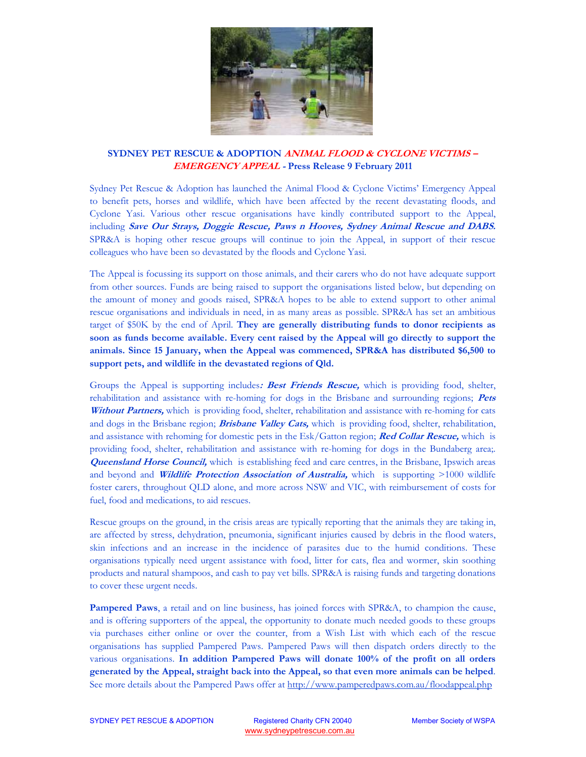**SYDNEY PET RESCUE & ADOPTION *ANIMAL FLOOD & CYCLONE VICTIMS – EMERGENCY APPEAL* - Press Release 9 February 2011**

Sydney Pet Rescue & Adoption has launched the Animal Flood & Cyclone Victims' Emergency Appeal to benefit pets, horses and wildlife, which have been affected by the recent devastating floods, and Cyclone Yasi. Various other rescue organisations have kindly contributed support to the Appeal, including ***Save Our Strays, Doggie Rescue, Paws n Hooves, Sydney Animal Rescue and DABS.*** SPR&A is hoping other rescue groups will continue to join the Appeal, in support of their rescue colleagues who have been so devastated by the floods and Cyclone Yasi.

The Appeal is focussing its support on those animals, and their carers who do not have adequate support from other sources. Funds are being raised to support the organisations listed below, but depending on the amount of money and goods raised, SPR&A hopes to be able to extend support to other animal rescue organisations and individuals in need, in as many areas as possible. SPR&A has set an ambitious target of $50K by the end of April. **They are generally distributing funds to donor recipients as soon as funds become available. Every cent raised by the Appeal will go directly to support the animals. Since 15 January, when the Appeal was commenced, SPR&A has distributed $6,500 to support pets, and wildlife in the devastated regions of Qld.**

Groups the Appeal is supporting includes***: Best Friends Rescue,*** which is providing food, shelter, rehabilitation and assistance with re-homing for dogs in the Brisbane and surrounding regions; ***Pets Without Partners,*** which is providing food, shelter, rehabilitation and assistance with re-homing for cats and dogs in the Brisbane region; ***Brisbane Valley Cats,*** which is providing food, shelter, rehabilitation, and assistance with rehoming for domestic pets in the Esk/Gatton region; ***Red Collar Rescue,*** which is providing food, shelter, rehabilitation and assistance with re-homing for dogs in the Bundaberg area;. ***Queensland Horse Council,*** which is establishing feed and care centres, in the Brisbane, Ipswich areas and beyond and ***Wildlife Protection Association of Australia,*** which is supporting >1000 wildlife foster carers, throughout QLD alone, and more across NSW and VIC, with reimbursement of costs for fuel, food and medications, to aid rescues.

Rescue groups on the ground, in the crisis areas are typically reporting that the animals they are taking in, are affected by stress, dehydration, pneumonia, significant injuries caused by debris in the flood waters, skin infections and an increase in the incidence of parasites due to the humid conditions. These organisations typically need urgent assistance with food, litter for cats, flea and wormer, skin soothing products and natural shampoos, and cash to pay vet bills. SPR&A is raising funds and targeting donations to cover these urgent needs.

**Pampered Paws**, a retail and on line business, has joined forces with SPR&A, to champion the cause, and is offering supporters of the appeal, the opportunity to donate much needed goods to these groups via purchases either online or over the counter, from a Wish List with which each of the rescue organisations has supplied Pampered Paws. Pampered Paws will then dispatch orders directly to the various organisations. **In addition Pampered Paws will donate 100% of the profit on all orders generated by the Appeal, straight back into the Appeal, so that even more animals can be helped**. See more details about the Pampered Paws offer at http://www.pamperedpaws.com.au/floodappeal.php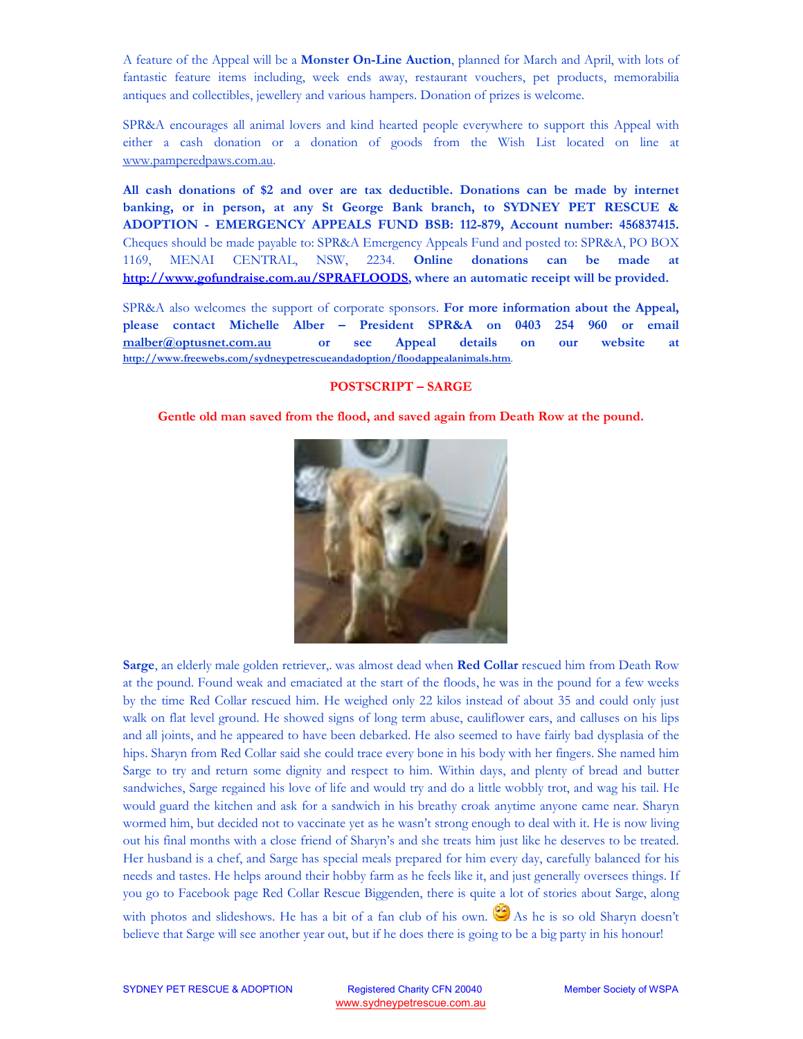A feature of the Appeal will be a **Monster On-Line Auction**, planned for March and April, with lots of fantastic feature items including, week ends away, restaurant vouchers, pet products, memorabilia antiques and collectibles, jewellery and various hampers. Donation of prizes is welcome.

SPR&A encourages all animal lovers and kind hearted people everywhere to support this Appeal with either a cash donation or a donation of goods from the Wish List located on line at www.pamperedpaws.com.au.

**All cash donations of $2 and over are tax deductible. Donations can be made by internet banking, or in person, at any St George Bank branch, to SYDNEY PET RESCUE & ADOPTION - EMERGENCY APPEALS FUND BSB: 112-879, Account number: 456837415.** Cheques should be made payable to: SPR&A Emergency Appeals Fund and posted to: SPR&A, PO BOX 1169, MENAI CENTRAL, NSW, 2234. **Online donations can be made at http://www.gofundraise.com.au/SPRAFLOODS, where an automatic receipt will be provided.**

SPR&A also welcomes the support of corporate sponsors. **For more information about the Appeal, please contact Michelle Alber – President SPR&A on 0403 254 960 or email malber@optusnet.com.au or see Appeal details on our website at http://www.freewebs.com/sydneypetrescueandadoption/floodappealanimals.htm.**

## POSTSCRIPT – SARGE

**Gentle old man saved from the flood, and saved again from Death Row at the pound.**

**Sarge**, an elderly male golden retriever,. was almost dead when **Red Collar** rescued him from Death Row at the pound. Found weak and emaciated at the start of the floods, he was in the pound for a few weeks by the time Red Collar rescued him. He weighed only 22 kilos instead of about 35 and could only just walk on flat level ground. He showed signs of long term abuse, cauliflower ears, and calluses on his lips and all joints, and he appeared to have been debarked. He also seemed to have fairly bad dysplasia of the hips. Sharyn from Red Collar said she could trace every bone in his body with her fingers. She named him Sarge to try and return some dignity and respect to him. Within days, and plenty of bread and butter sandwiches, Sarge regained his love of life and would try and do a little wobbly trot, and wag his tail. He would guard the kitchen and ask for a sandwich in his breathy croak anytime anyone came near. Sharyn wormed him, but decided not to vaccinate yet as he wasn't strong enough to deal with it. He is now living out his final months with a close friend of Sharyn's and she treats him just like he deserves to be treated. Her husband is a chef, and Sarge has special meals prepared for him every day, carefully balanced for his needs and tastes. He helps around their hobby farm as he feels like it, and just generally oversees things. If you go to Facebook page Red Collar Rescue Biggenden, there is quite a lot of stories about Sarge, along with photos and slideshows. He has a bit of a fan club of his own. 😊 As he is so old Sharyn doesn't believe that Sarge will see another year out, but if he does there is going to be a big party in his honour!

SYDNEY PET RESCUE & ADOPTION | Registered Charity CFN 20040 | www.sydneypetrescue.com.au | Member Society of WSPA